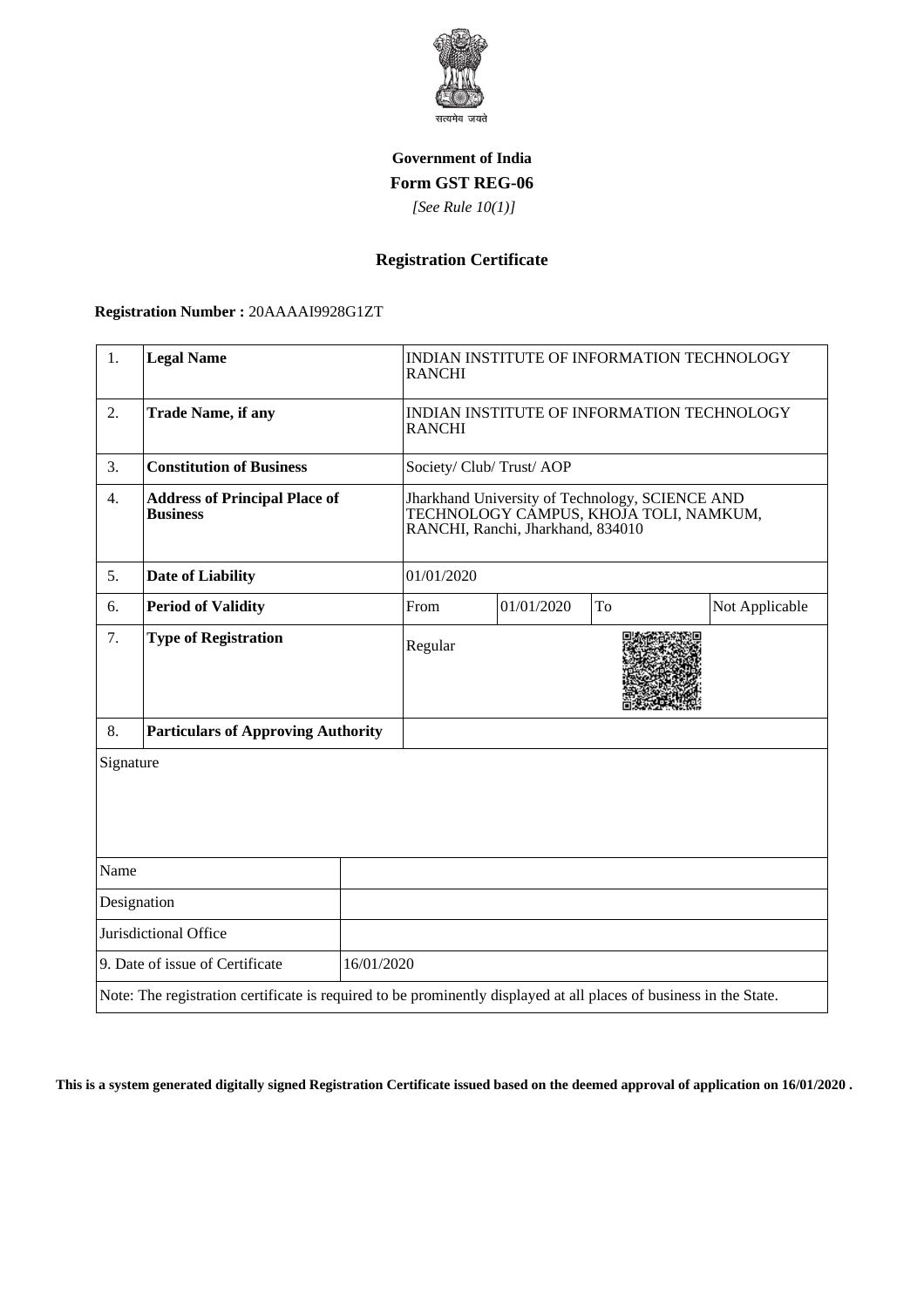सत्यमेव जयते

**Government of India**

**Form GST REG-06**

*[See Rule 10(1)]*

## Registration Certificate

**Registration Number :** 20AAAAI9928G1ZT

| 1. | **Legal Name** | INDIAN INSTITUTE OF INFORMATION TECHNOLOGY RANCHI | | | |
|---|---|---|---|---|---|
| 2. | **Trade Name, if any** | INDIAN INSTITUTE OF INFORMATION TECHNOLOGY RANCHI | | | |
| 3. | **Constitution of Business** | Society/ Club/ Trust/ AOP | | | |
| 4. | **Address of Principal Place of Business** | Jharkhand University of Technology, SCIENCE AND TECHNOLOGY CAMPUS, KHOJA TOLI, NAMKUM, RANCHI, Ranchi, Jharkhand, 834010 | | | |
| 5. | **Date of Liability** | 01/01/2020 | | | |
| 6. | **Period of Validity** | From | 01/01/2020 | To | Not Applicable |
| 7. | **Type of Registration** | Regular | | | |
| 8. | **Particulars of Approving Authority** | | | | |

Signature

| | |
|---|---|
| Name | |
| Designation | |
| Jurisdictional Office | |
| 9. Date of issue of Certificate | 16/01/2020 |

Note: The registration certificate is required to be prominently displayed at all places of business in the State.

**This is a system generated digitally signed Registration Certificate issued based on the deemed approval of application on 16/01/2020 .**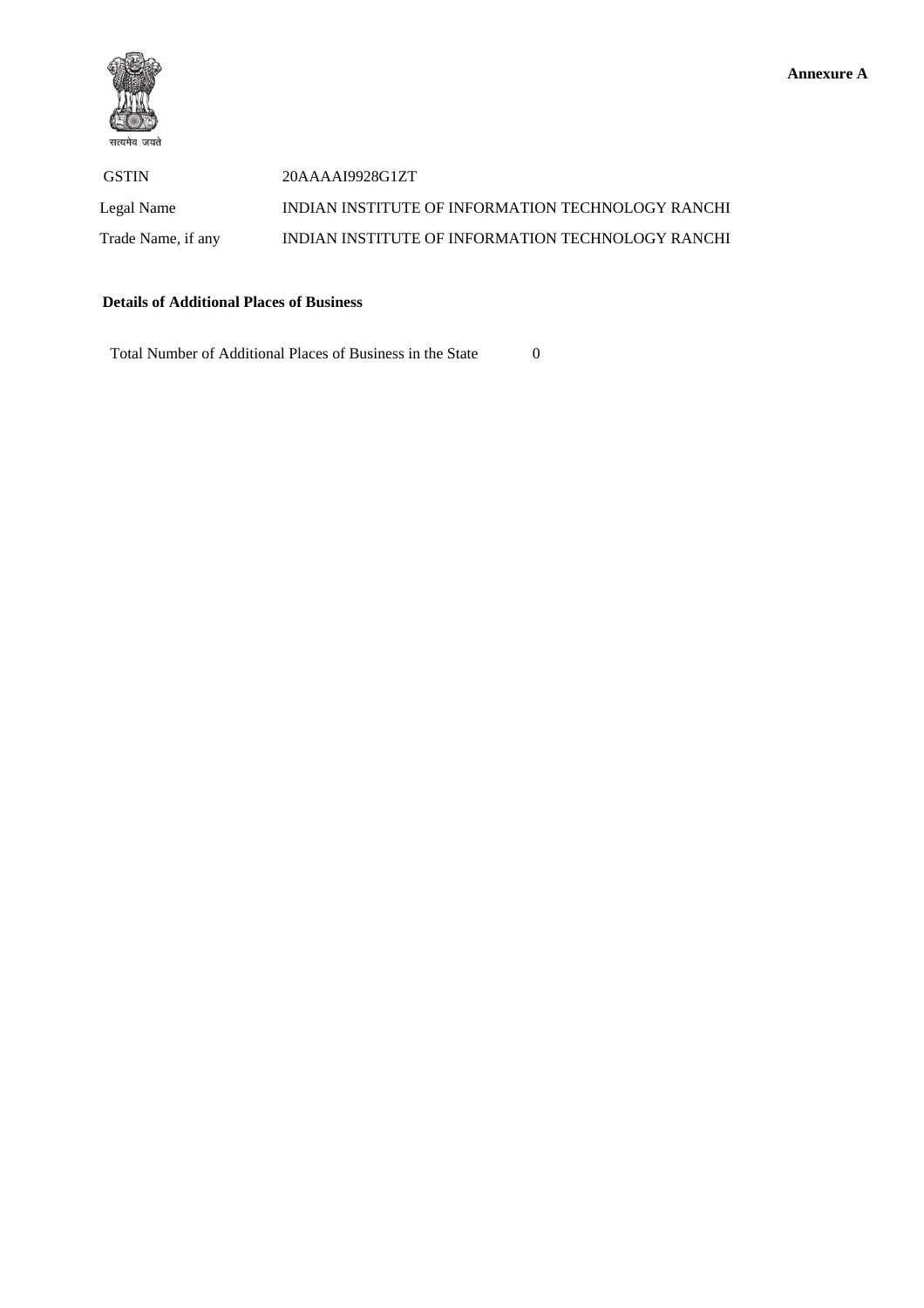**Annexure A**

सत्यमेव जयते

| | |
|---|---|
| GSTIN | 20AAAAI9928G1ZT |
| Legal Name | INDIAN INSTITUTE OF INFORMATION TECHNOLOGY RANCHI |
| Trade Name, if any | INDIAN INSTITUTE OF INFORMATION TECHNOLOGY RANCHI |

**Details of Additional Places of Business**

Total Number of Additional Places of Business in the State 0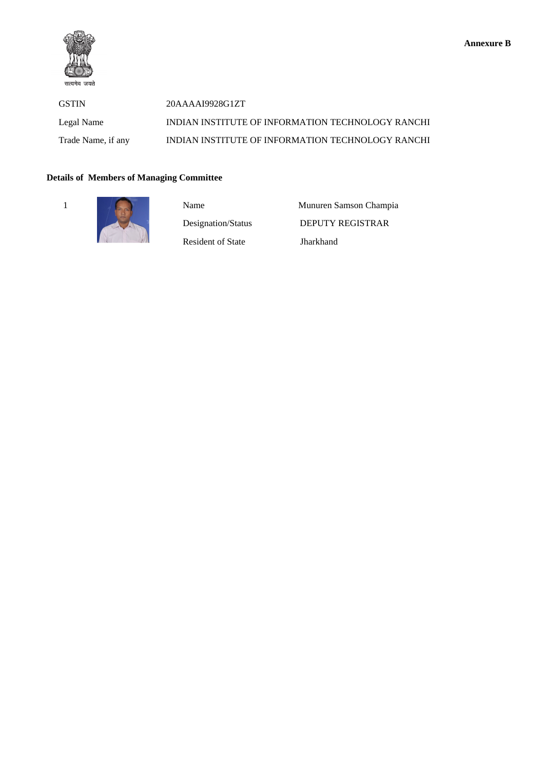**Annexure B**

| | |
|---|---|
| GSTIN | 20AAAAI9928G1ZT |
| Legal Name | INDIAN INSTITUTE OF INFORMATION TECHNOLOGY RANCHI |
| Trade Name, if any | INDIAN INSTITUTE OF INFORMATION TECHNOLOGY RANCHI |

**Details of Members of Managing Committee**

| | | |
|---|---|---|
| 1 | Name | Munuren Samson Champia |
| | Designation/Status | DEPUTY REGISTRAR |
| | Resident of State | Jharkhand |